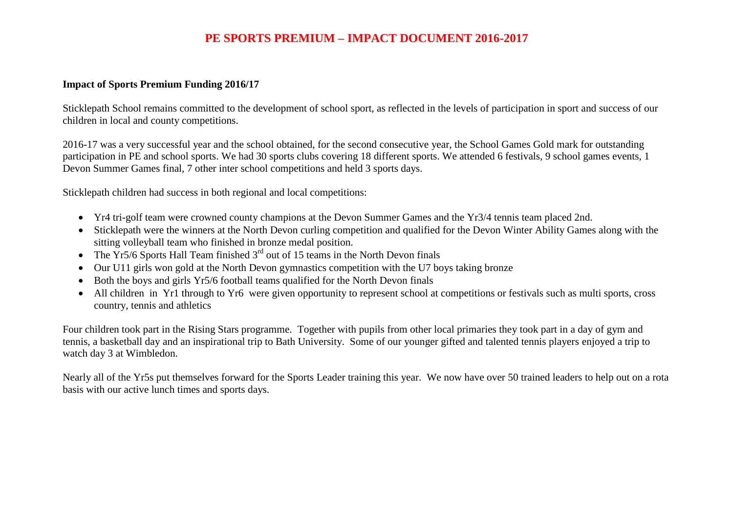# PE SPORTS PREMIUM – IMPACT DOCUMENT 2016-2017

**Impact of Sports Premium Funding 2016/17**

Sticklepath School remains committed to the development of school sport, as reflected in the levels of participation in sport and success of our children in local and county competitions.

2016-17 was a very successful year and the school obtained, for the second consecutive year, the School Games Gold mark for outstanding participation in PE and school sports. We had 30 sports clubs covering 18 different sports. We attended 6 festivals, 9 school games events, 1 Devon Summer Games final, 7 other inter school competitions and held 3 sports days.

Sticklepath children had success in both regional and local competitions:

- Yr4 tri-golf team were crowned county champions at the Devon Summer Games and the Yr3/4 tennis team placed 2nd.
- Sticklepath were the winners at the North Devon curling competition and qualified for the Devon Winter Ability Games along with the sitting volleyball team who finished in bronze medal position.
- The Yr5/6 Sports Hall Team finished 3rd out of 15 teams in the North Devon finals
- Our U11 girls won gold at the North Devon gymnastics competition with the U7 boys taking bronze
- Both the boys and girls Yr5/6 football teams qualified for the North Devon finals
- All children in Yr1 through to Yr6 were given opportunity to represent school at competitions or festivals such as multi sports, cross country, tennis and athletics

Four children took part in the Rising Stars programme. Together with pupils from other local primaries they took part in a day of gym and tennis, a basketball day and an inspirational trip to Bath University. Some of our younger gifted and talented tennis players enjoyed a trip to watch day 3 at Wimbledon.

Nearly all of the Yr5s put themselves forward for the Sports Leader training this year. We now have over 50 trained leaders to help out on a rota basis with our active lunch times and sports days.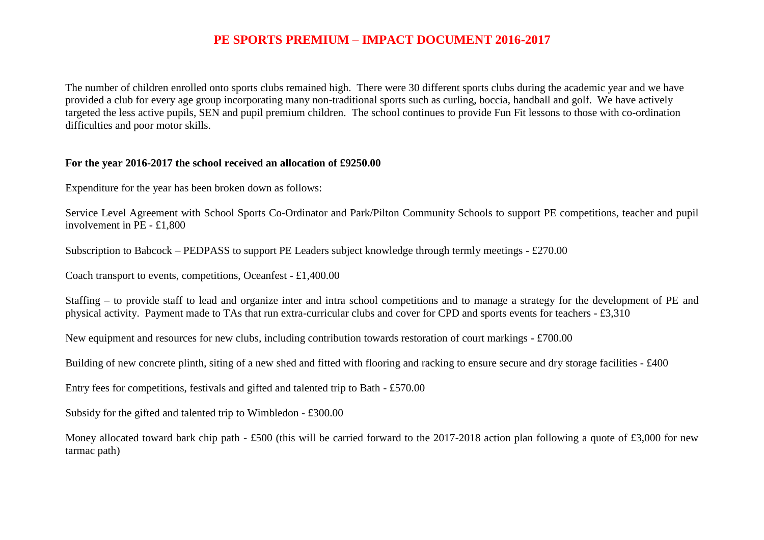# PE SPORTS PREMIUM – IMPACT DOCUMENT 2016-2017

The number of children enrolled onto sports clubs remained high. There were 30 different sports clubs during the academic year and we have provided a club for every age group incorporating many non-traditional sports such as curling, boccia, handball and golf. We have actively targeted the less active pupils, SEN and pupil premium children. The school continues to provide Fun Fit lessons to those with co-ordination difficulties and poor motor skills.

**For the year 2016-2017 the school received an allocation of £9250.00**

Expenditure for the year has been broken down as follows:

Service Level Agreement with School Sports Co-Ordinator and Park/Pilton Community Schools to support PE competitions, teacher and pupil involvement in PE - £1,800

Subscription to Babcock – PEDPASS to support PE Leaders subject knowledge through termly meetings - £270.00

Coach transport to events, competitions, Oceanfest - £1,400.00

Staffing – to provide staff to lead and organize inter and intra school competitions and to manage a strategy for the development of PE and physical activity. Payment made to TAs that run extra-curricular clubs and cover for CPD and sports events for teachers - £3,310

New equipment and resources for new clubs, including contribution towards restoration of court markings - £700.00

Building of new concrete plinth, siting of a new shed and fitted with flooring and racking to ensure secure and dry storage facilities - £400

Entry fees for competitions, festivals and gifted and talented trip to Bath - £570.00

Subsidy for the gifted and talented trip to Wimbledon - £300.00

Money allocated toward bark chip path - £500 (this will be carried forward to the 2017-2018 action plan following a quote of £3,000 for new tarmac path)